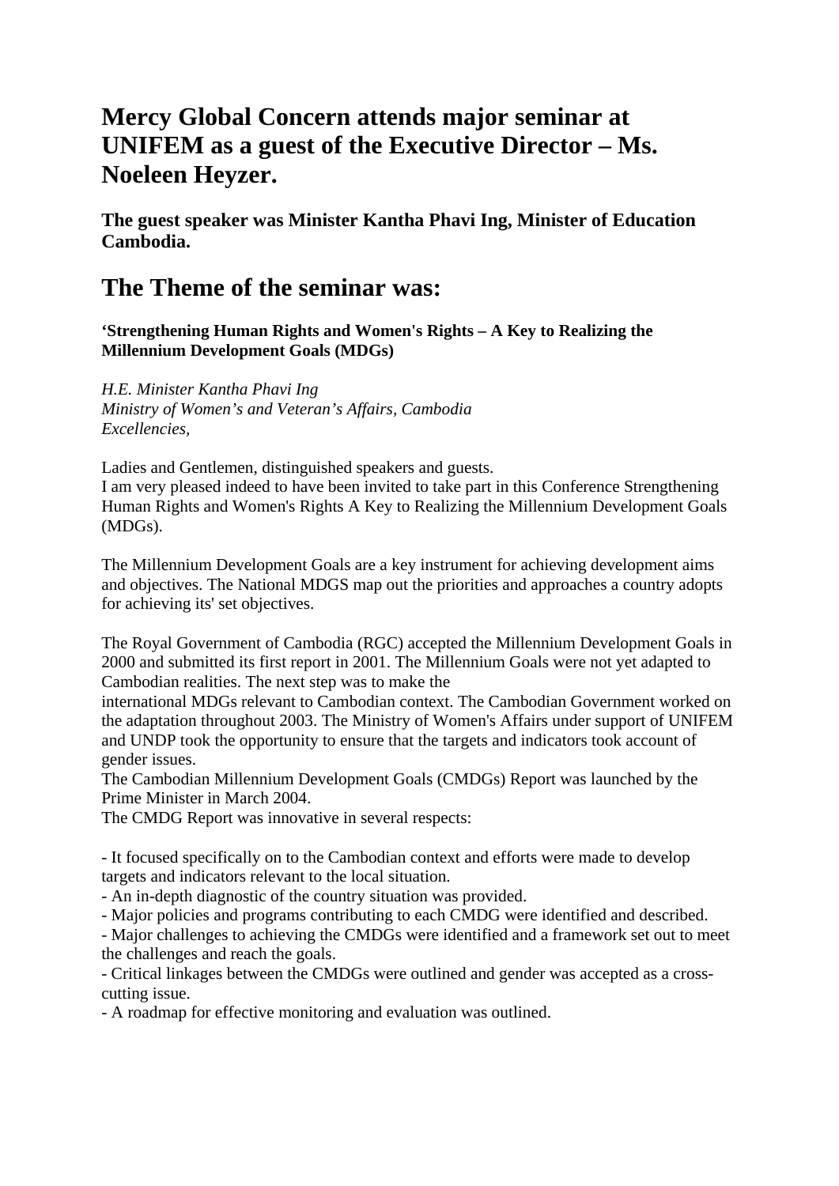# Mercy Global Concern attends major seminar at UNIFEM as a guest of the Executive Director – Ms. Noeleen Heyzer.

### The guest speaker was Minister Kantha Phavi Ing, Minister of Education Cambodia.

## The Theme of the seminar was:

**'Strengthening Human Rights and Women's Rights – A Key to Realizing the Millennium Development Goals (MDGs)**

*H.E. Minister Kantha Phavi Ing*
*Ministry of Women's and Veteran's Affairs, Cambodia*
*Excellencies,*

Ladies and Gentlemen, distinguished speakers and guests.
I am very pleased indeed to have been invited to take part in this Conference Strengthening Human Rights and Women's Rights A Key to Realizing the Millennium Development Goals (MDGs).

The Millennium Development Goals are a key instrument for achieving development aims and objectives. The National MDGS map out the priorities and approaches a country adopts for achieving its' set objectives.

The Royal Government of Cambodia (RGC) accepted the Millennium Development Goals in 2000 and submitted its first report in 2001. The Millennium Goals were not yet adapted to Cambodian realities. The next step was to make the international MDGs relevant to Cambodian context. The Cambodian Government worked on the adaptation throughout 2003. The Ministry of Women's Affairs under support of UNIFEM and UNDP took the opportunity to ensure that the targets and indicators took account of gender issues.
The Cambodian Millennium Development Goals (CMDGs) Report was launched by the Prime Minister in March 2004.
The CMDG Report was innovative in several respects:

- It focused specifically on to the Cambodian context and efforts were made to develop targets and indicators relevant to the local situation.
- An in-depth diagnostic of the country situation was provided.
- Major policies and programs contributing to each CMDG were identified and described.
- Major challenges to achieving the CMDGs were identified and a framework set out to meet the challenges and reach the goals.
- Critical linkages between the CMDGs were outlined and gender was accepted as a cross-cutting issue.
- A roadmap for effective monitoring and evaluation was outlined.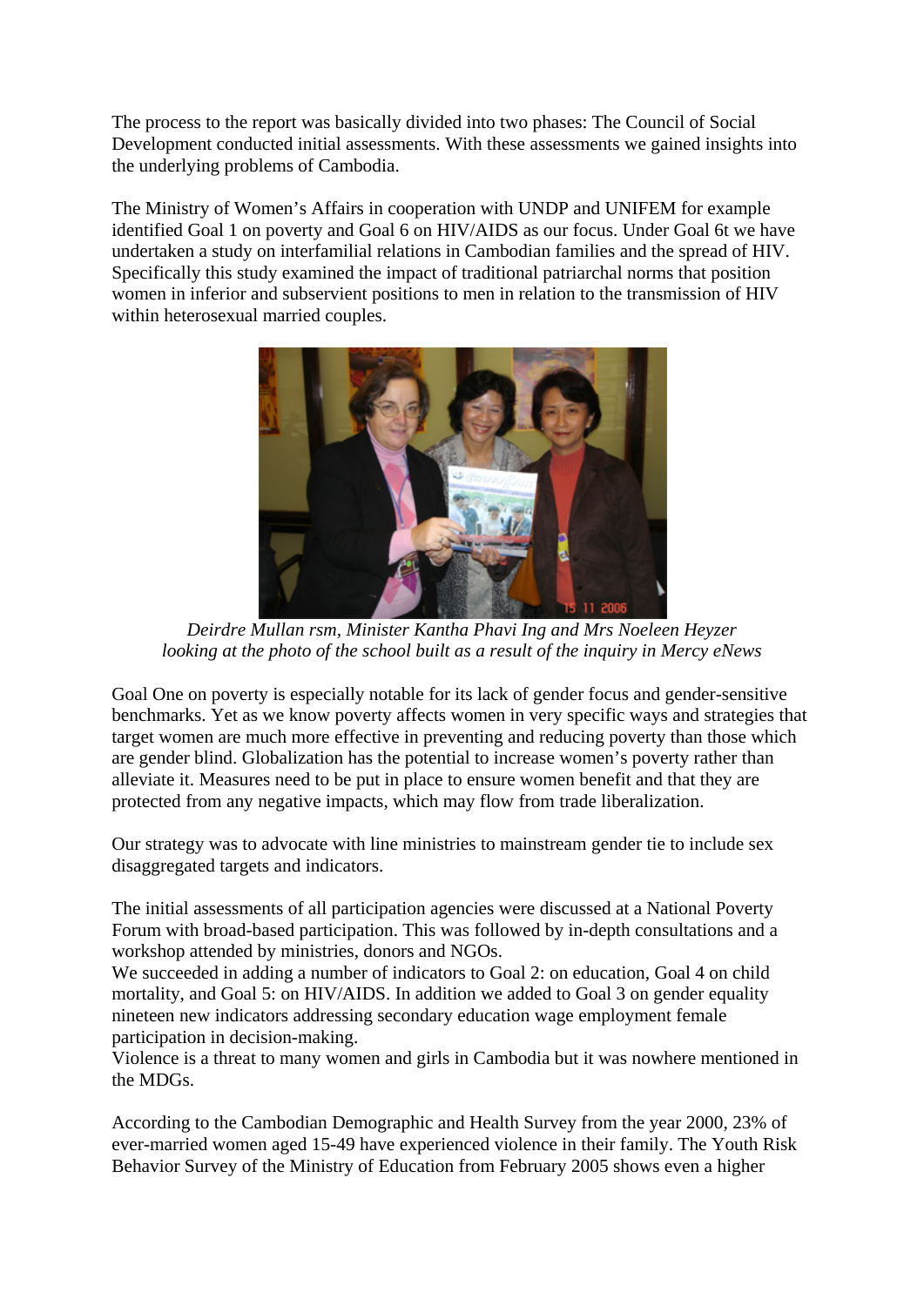The process to the report was basically divided into two phases: The Council of Social Development conducted initial assessments. With these assessments we gained insights into the underlying problems of Cambodia.

The Ministry of Women's Affairs in cooperation with UNDP and UNIFEM for example identified Goal 1 on poverty and Goal 6 on HIV/AIDS as our focus. Under Goal 6t we have undertaken a study on interfamilial relations in Cambodian families and the spread of HIV. Specifically this study examined the impact of traditional patriarchal norms that position women in inferior and subservient positions to men in relation to the transmission of HIV within heterosexual married couples.

*Deirdre Mullan rsm, Minister Kantha Phavi Ing and Mrs Noeleen Heyzer looking at the photo of the school built as a result of the inquiry in Mercy eNews*

Goal One on poverty is especially notable for its lack of gender focus and gender-sensitive benchmarks. Yet as we know poverty affects women in very specific ways and strategies that target women are much more effective in preventing and reducing poverty than those which are gender blind. Globalization has the potential to increase women's poverty rather than alleviate it. Measures need to be put in place to ensure women benefit and that they are protected from any negative impacts, which may flow from trade liberalization.

Our strategy was to advocate with line ministries to mainstream gender tie to include sex disaggregated targets and indicators.

The initial assessments of all participation agencies were discussed at a National Poverty Forum with broad-based participation. This was followed by in-depth consultations and a workshop attended by ministries, donors and NGOs.
We succeeded in adding a number of indicators to Goal 2: on education, Goal 4 on child mortality, and Goal 5: on HIV/AIDS. In addition we added to Goal 3 on gender equality nineteen new indicators addressing secondary education wage employment female participation in decision-making.
Violence is a threat to many women and girls in Cambodia but it was nowhere mentioned in the MDGs.

According to the Cambodian Demographic and Health Survey from the year 2000, 23% of ever-married women aged 15-49 have experienced violence in their family. The Youth Risk Behavior Survey of the Ministry of Education from February 2005 shows even a higher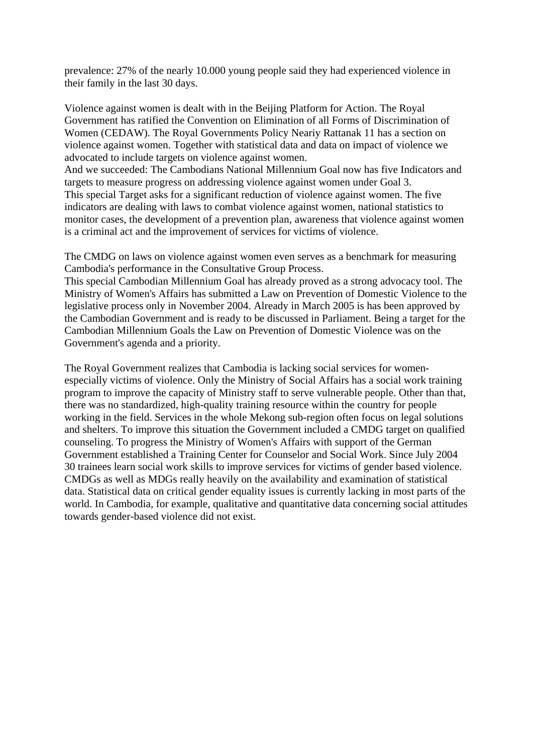prevalence: 27% of the nearly 10.000 young people said they had experienced violence in their family in the last 30 days.

Violence against women is dealt with in the Beijing Platform for Action. The Royal Government has ratified the Convention on Elimination of all Forms of Discrimination of Women (CEDAW). The Royal Governments Policy Neariy Rattanak 11 has a section on violence against women. Together with statistical data and data on impact of violence we advocated to include targets on violence against women.
And we succeeded: The Cambodians National Millennium Goal now has five Indicators and targets to measure progress on addressing violence against women under Goal 3.
This special Target asks for a significant reduction of violence against women. The five indicators are dealing with laws to combat violence against women, national statistics to monitor cases, the development of a prevention plan, awareness that violence against women is a criminal act and the improvement of services for victims of violence.

The CMDG on laws on violence against women even serves as a benchmark for measuring Cambodia's performance in the Consultative Group Process.
This special Cambodian Millennium Goal has already proved as a strong advocacy tool. The Ministry of Women's Affairs has submitted a Law on Prevention of Domestic Violence to the legislative process only in November 2004. Already in March 2005 is has been approved by the Cambodian Government and is ready to be discussed in Parliament. Being a target for the Cambodian Millennium Goals the Law on Prevention of Domestic Violence was on the Government's agenda and a priority.

The Royal Government realizes that Cambodia is lacking social services for women-especially victims of violence. Only the Ministry of Social Affairs has a social work training program to improve the capacity of Ministry staff to serve vulnerable people. Other than that, there was no standardized, high-quality training resource within the country for people working in the field. Services in the whole Mekong sub-region often focus on legal solutions and shelters. To improve this situation the Government included a CMDG target on qualified counseling. To progress the Ministry of Women's Affairs with support of the German Government established a Training Center for Counselor and Social Work. Since July 2004 30 trainees learn social work skills to improve services for victims of gender based violence.
CMDGs as well as MDGs really heavily on the availability and examination of statistical data. Statistical data on critical gender equality issues is currently lacking in most parts of the world. In Cambodia, for example, qualitative and quantitative data concerning social attitudes towards gender-based violence did not exist.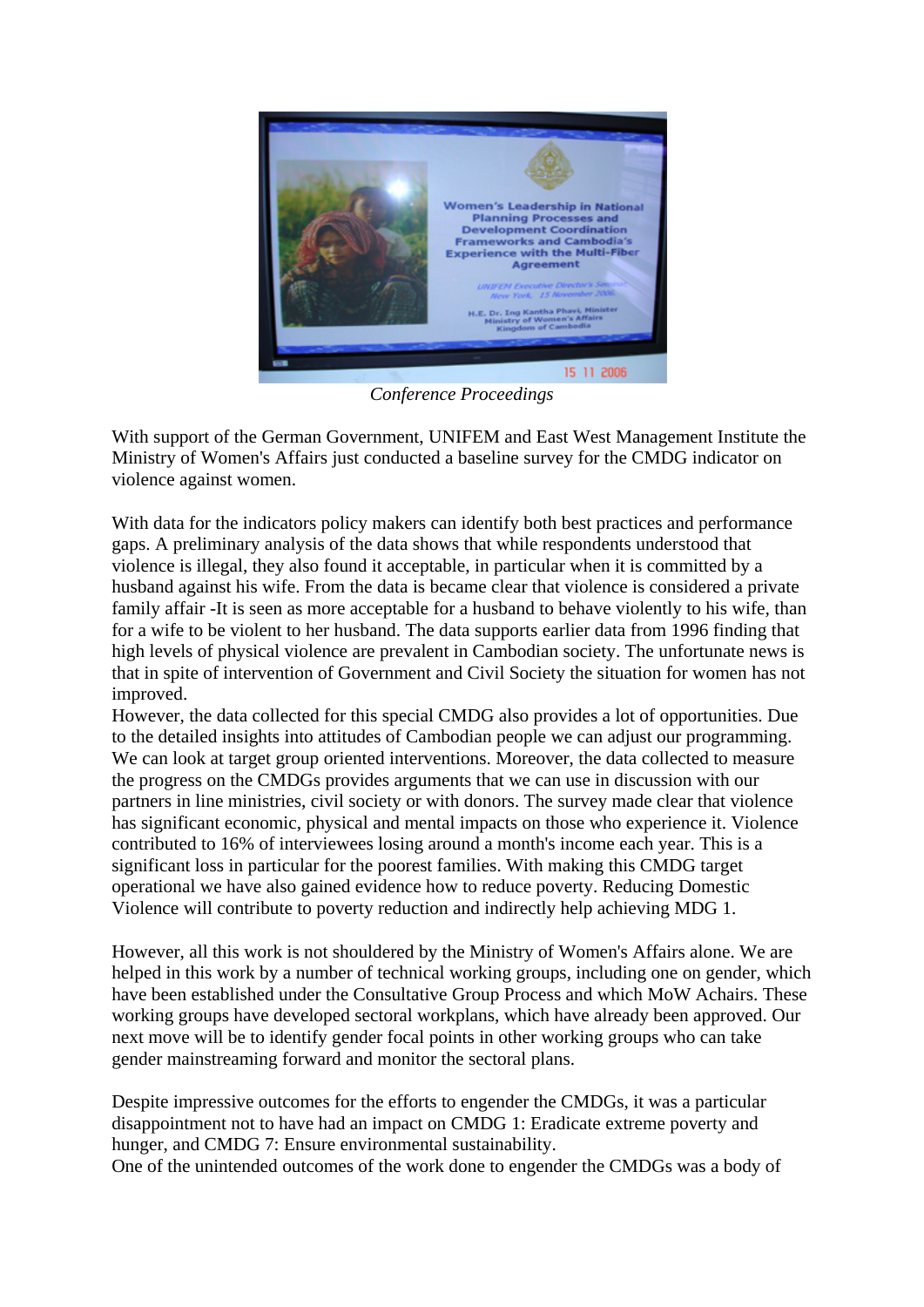*Conference Proceedings*

With support of the German Government, UNIFEM and East West Management Institute the Ministry of Women's Affairs just conducted a baseline survey for the CMDG indicator on violence against women.

With data for the indicators policy makers can identify both best practices and performance gaps. A preliminary analysis of the data shows that while respondents understood that violence is illegal, they also found it acceptable, in particular when it is committed by a husband against his wife. From the data is became clear that violence is considered a private family affair -It is seen as more acceptable for a husband to behave violently to his wife, than for a wife to be violent to her husband. The data supports earlier data from 1996 finding that high levels of physical violence are prevalent in Cambodian society. The unfortunate news is that in spite of intervention of Government and Civil Society the situation for women has not improved.
However, the data collected for this special CMDG also provides a lot of opportunities. Due to the detailed insights into attitudes of Cambodian people we can adjust our programming. We can look at target group oriented interventions. Moreover, the data collected to measure the progress on the CMDGs provides arguments that we can use in discussion with our partners in line ministries, civil society or with donors. The survey made clear that violence has significant economic, physical and mental impacts on those who experience it. Violence contributed to 16% of interviewees losing around a month's income each year. This is a significant loss in particular for the poorest families. With making this CMDG target operational we have also gained evidence how to reduce poverty. Reducing Domestic Violence will contribute to poverty reduction and indirectly help achieving MDG 1.

However, all this work is not shouldered by the Ministry of Women's Affairs alone. We are helped in this work by a number of technical working groups, including one on gender, which have been established under the Consultative Group Process and which MoW Achairs. These working groups have developed sectoral workplans, which have already been approved. Our next move will be to identify gender focal points in other working groups who can take gender mainstreaming forward and monitor the sectoral plans.

Despite impressive outcomes for the efforts to engender the CMDGs, it was a particular disappointment not to have had an impact on CMDG 1: Eradicate extreme poverty and hunger, and CMDG 7: Ensure environmental sustainability.
One of the unintended outcomes of the work done to engender the CMDGs was a body of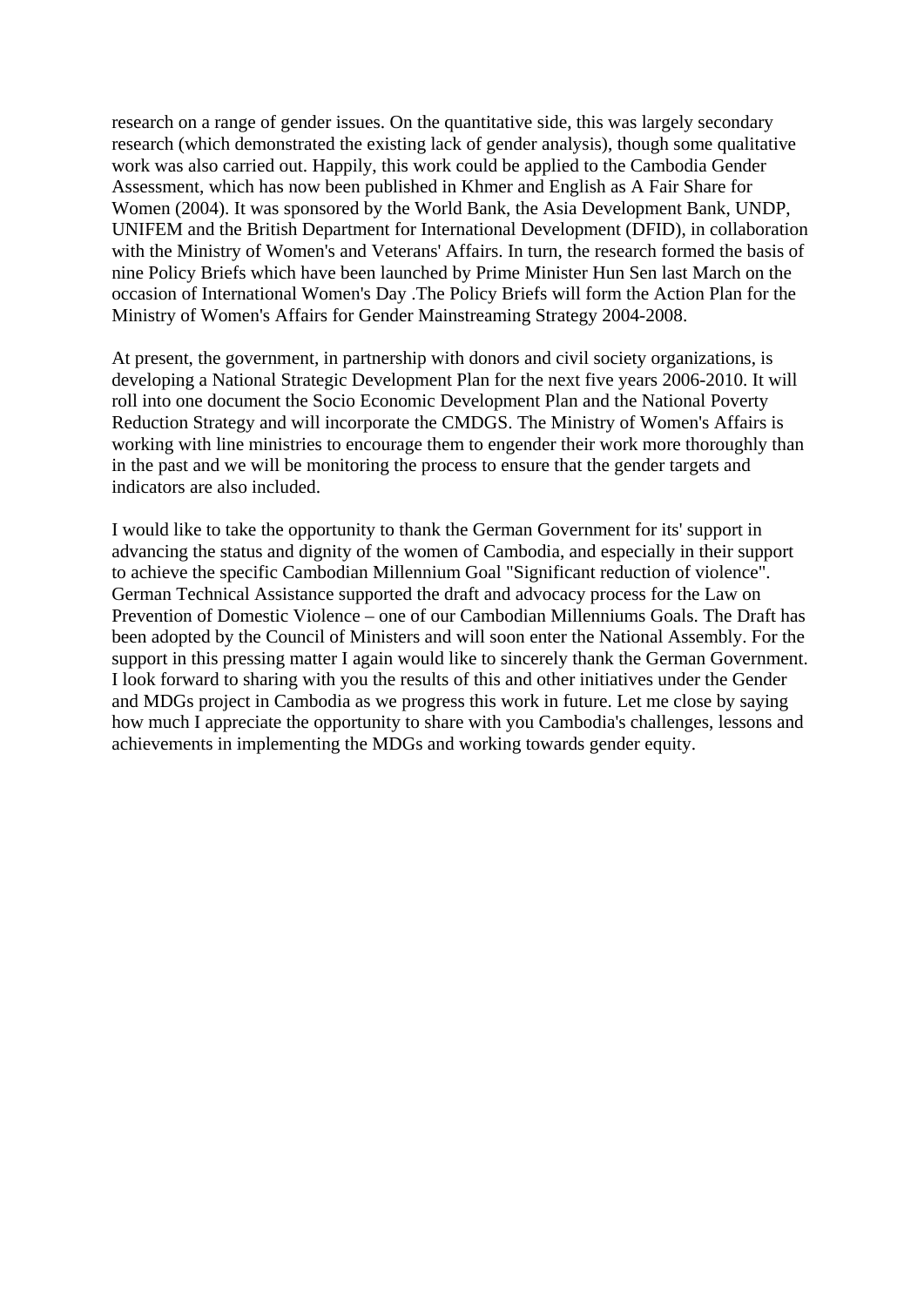research on a range of gender issues. On the quantitative side, this was largely secondary research (which demonstrated the existing lack of gender analysis), though some qualitative work was also carried out. Happily, this work could be applied to the Cambodia Gender Assessment, which has now been published in Khmer and English as A Fair Share for Women (2004). It was sponsored by the World Bank, the Asia Development Bank, UNDP, UNIFEM and the British Department for International Development (DFID), in collaboration with the Ministry of Women's and Veterans' Affairs. In turn, the research formed the basis of nine Policy Briefs which have been launched by Prime Minister Hun Sen last March on the occasion of International Women's Day .The Policy Briefs will form the Action Plan for the Ministry of Women's Affairs for Gender Mainstreaming Strategy 2004-2008.

At present, the government, in partnership with donors and civil society organizations, is developing a National Strategic Development Plan for the next five years 2006-2010. It will roll into one document the Socio Economic Development Plan and the National Poverty Reduction Strategy and will incorporate the CMDGS. The Ministry of Women's Affairs is working with line ministries to encourage them to engender their work more thoroughly than in the past and we will be monitoring the process to ensure that the gender targets and indicators are also included.

I would like to take the opportunity to thank the German Government for its' support in advancing the status and dignity of the women of Cambodia, and especially in their support to achieve the specific Cambodian Millennium Goal "Significant reduction of violence". German Technical Assistance supported the draft and advocacy process for the Law on Prevention of Domestic Violence – one of our Cambodian Millenniums Goals. The Draft has been adopted by the Council of Ministers and will soon enter the National Assembly. For the support in this pressing matter I again would like to sincerely thank the German Government. I look forward to sharing with you the results of this and other initiatives under the Gender and MDGs project in Cambodia as we progress this work in future. Let me close by saying how much I appreciate the opportunity to share with you Cambodia's challenges, lessons and achievements in implementing the MDGs and working towards gender equity.